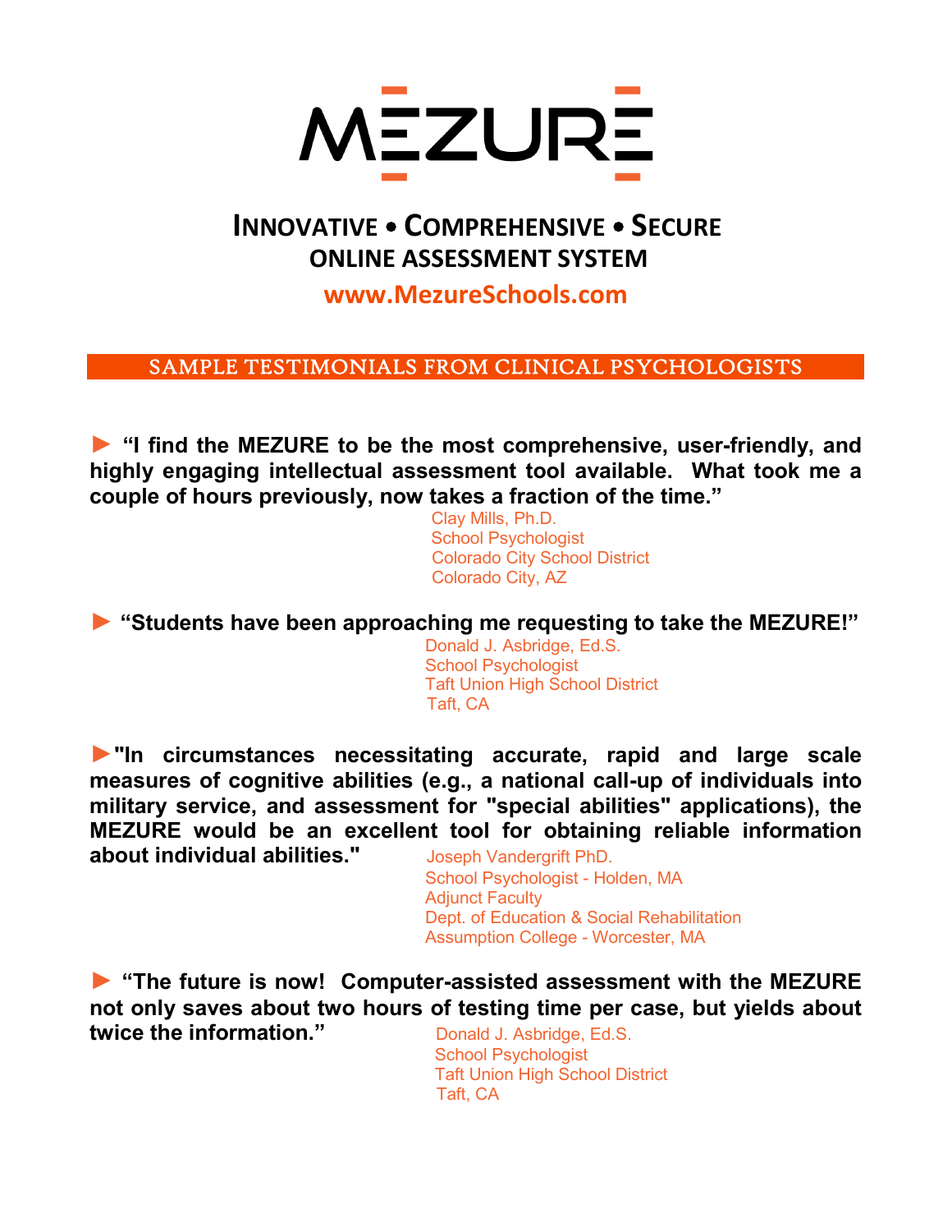# MEZURE

## INNOVATIVE • COMPREHENSIVE • SECURE
## ONLINE ASSESSMENT SYSTEM

**www.MezureSchools.com**

### SAMPLE TESTIMONIALS FROM CLINICAL PSYCHOLOGISTS

► **"I find the MEZURE to be the most comprehensive, user-friendly, and highly engaging intellectual assessment tool available. What took me a couple of hours previously, now takes a fraction of the time."**

Clay Mills, Ph.D.
School Psychologist
Colorado City School District
Colorado City, AZ

► **"Students have been approaching me requesting to take the MEZURE!"**

Donald J. Asbridge, Ed.S.
School Psychologist
Taft Union High School District
Taft, CA

► **"In circumstances necessitating accurate, rapid and large scale measures of cognitive abilities (e.g., a national call-up of individuals into military service, and assessment for "special abilities" applications), the MEZURE would be an excellent tool for obtaining reliable information about individual abilities."**

Joseph Vandergrift PhD.
School Psychologist - Holden, MA
Adjunct Faculty
Dept. of Education & Social Rehabilitation
Assumption College - Worcester, MA

► **"The future is now! Computer-assisted assessment with the MEZURE not only saves about two hours of testing time per case, but yields about twice the information."**

Donald J. Asbridge, Ed.S.
School Psychologist
Taft Union High School District
Taft, CA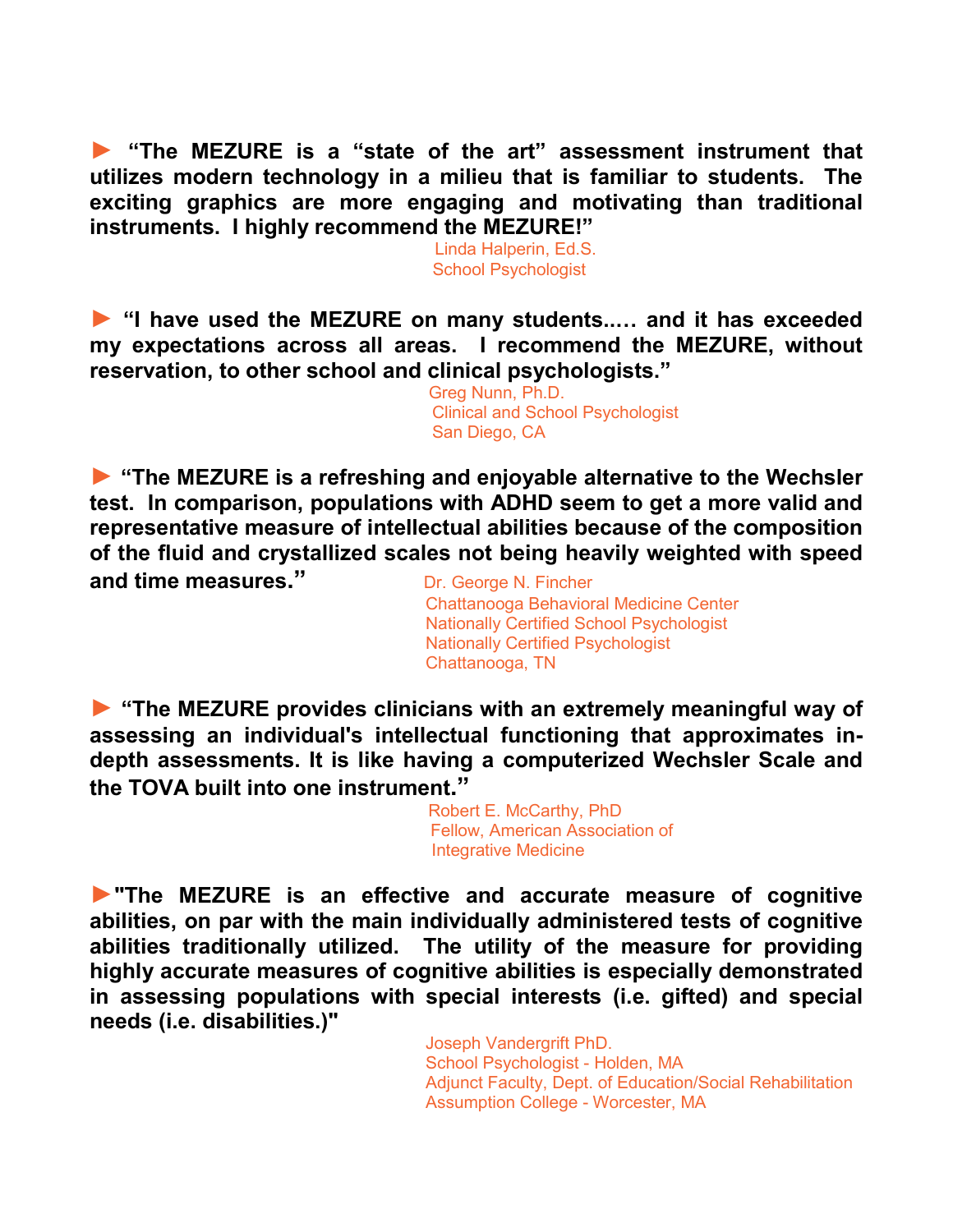► **"The MEZURE is a "state of the art" assessment instrument that utilizes modern technology in a milieu that is familiar to students. The exciting graphics are more engaging and motivating than traditional instruments. I highly recommend the MEZURE!"**

Linda Halperin, Ed.S.
School Psychologist

► **"I have used the MEZURE on many students..… and it has exceeded my expectations across all areas. I recommend the MEZURE, without reservation, to other school and clinical psychologists."**

Greg Nunn, Ph.D.
Clinical and School Psychologist
San Diego, CA

► **"The MEZURE is a refreshing and enjoyable alternative to the Wechsler test. In comparison, populations with ADHD seem to get a more valid and representative measure of intellectual abilities because of the composition of the fluid and crystallized scales not being heavily weighted with speed and time measures."**

Dr. George N. Fincher
Chattanooga Behavioral Medicine Center
Nationally Certified School Psychologist
Nationally Certified Psychologist
Chattanooga, TN

► **"The MEZURE provides clinicians with an extremely meaningful way of assessing an individual's intellectual functioning that approximates in-depth assessments. It is like having a computerized Wechsler Scale and the TOVA built into one instrument."**

Robert E. McCarthy, PhD
Fellow, American Association of
Integrative Medicine

► **"The MEZURE is an effective and accurate measure of cognitive abilities, on par with the main individually administered tests of cognitive abilities traditionally utilized. The utility of the measure for providing highly accurate measures of cognitive abilities is especially demonstrated in assessing populations with special interests (i.e. gifted) and special needs (i.e. disabilities.)"**

Joseph Vandergrift PhD.
School Psychologist - Holden, MA
Adjunct Faculty, Dept. of Education/Social Rehabilitation
Assumption College - Worcester, MA